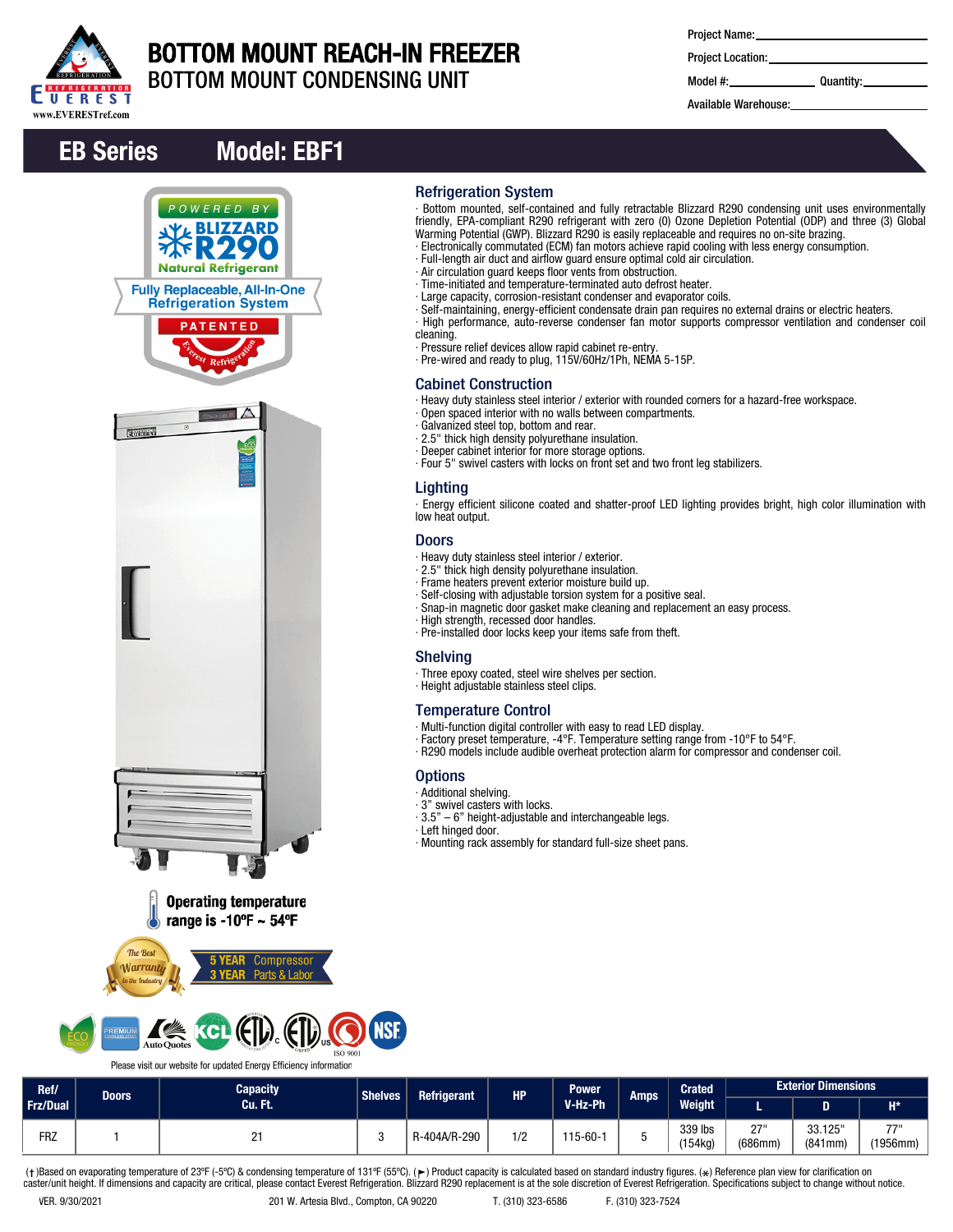# BOTTOM MOUNT REACH-IN FREEZER

## BOTTOM MOUNT CONDENSING UNIT

Project Name:

Project Location:

Model #: Quantity:

Available Warehouse:

## EB Series Model: EBF1

POWERED BY BLIZZARD R290 Natural Refrigerant

Fully Replaceable, All-In-One Refrigeration System

PATENTED

Operating temperature range is -10ºF ~ 54ºF

The Best Warranty in the Industry

5 YEAR Compressor
3 YEAR Parts & Labor

Please visit our website for updated Energy Efficiency information

### Refrigeration System

- Bottom mounted, self-contained and fully retractable Blizzard R290 condensing unit uses environmentally friendly, EPA-compliant R290 refrigerant with zero (0) Ozone Depletion Potential (ODP) and three (3) Global Warming Potential (GWP). Blizzard R290 is easily replaceable and requires no on-site brazing.
- Electronically commutated (ECM) fan motors achieve rapid cooling with less energy consumption.
- Full-length air duct and airflow guard ensure optimal cold air circulation.
- Air circulation guard keeps floor vents from obstruction.
- Time-initiated and temperature-terminated auto defrost heater.
- Large capacity, corrosion-resistant condenser and evaporator coils.
- Self-maintaining, energy-efficient condensate drain pan requires no external drains or electric heaters.
- High performance, auto-reverse condenser fan motor supports compressor ventilation and condenser coil cleaning.
- Pressure relief devices allow rapid cabinet re-entry.
- Pre-wired and ready to plug, 115V/60Hz/1Ph, NEMA 5-15P.

### Cabinet Construction

- Heavy duty stainless steel interior / exterior with rounded corners for a hazard-free workspace.
- Open spaced interior with no walls between compartments.
- Galvanized steel top, bottom and rear.
- 2.5" thick high density polyurethane insulation.
- Deeper cabinet interior for more storage options.
- Four 5" swivel casters with locks on front set and two front leg stabilizers.

### Lighting

- Energy efficient silicone coated and shatter-proof LED lighting provides bright, high color illumination with low heat output.

### Doors

- Heavy duty stainless steel interior / exterior.
- 2.5" thick high density polyurethane insulation.
- Frame heaters prevent exterior moisture build up.
- Self-closing with adjustable torsion system for a positive seal.
- Snap-in magnetic door gasket make cleaning and replacement an easy process.
- High strength, recessed door handles.
- Pre-installed door locks keep your items safe from theft.

### Shelving

- Three epoxy coated, steel wire shelves per section.
- Height adjustable stainless steel clips.

### Temperature Control

- Multi-function digital controller with easy to read LED display.
- Factory preset temperature, -4°F. Temperature setting range from -10°F to 54°F.
- R290 models include audible overheat protection alarm for compressor and condenser coil.

### Options

- Additional shelving.
- 3" swivel casters with locks.
- 3.5" – 6" height-adjustable and interchangeable legs.
- Left hinged door.
- Mounting rack assembly for standard full-size sheet pans.

| Ref/ Frz/Dual | Doors | Capacity Cu. Ft. | Shelves | Refrigerant | HP | Power V-Hz-Ph | Amps | Crated Weight | Exterior Dimensions | | |
|---|---|---|---|---|---|---|---|---|---|---|---|
| | | | | | | | | | L | D | H* |
| FRZ | 1 | 21 | 3 | R-404A/R-290 | 1/2 | 115-60-1 | 5 | 339 lbs (154kg) | 27" (686mm) | 33.125" (841mm) | 77" (1956mm) |

(†)Based on evaporating temperature of 23ºF (-5ºC) & condensing temperature of 131ºF (55ºC). (►) Product capacity is calculated based on standard industry figures. (*) Reference plan view for clarification on caster/unit height. If dimensions and capacity are critical, please contact Everest Refrigeration. Blizzard R290 replacement is at the sole discretion of Everest Refrigeration. Specifications subject to change without notice.

VER. 9/30/2021 201 W. Artesia Blvd., Compton, CA 90220 T. (310) 323-6586 F. (310) 323-7524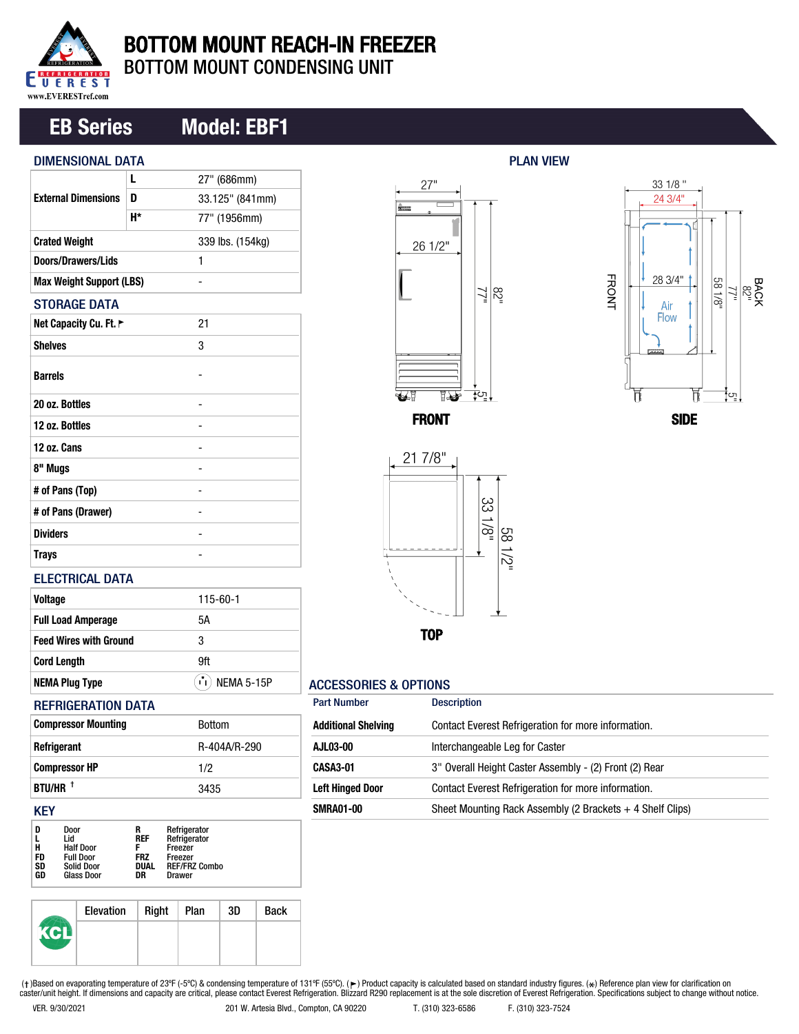# BOTTOM MOUNT REACH-IN FREEZER

## BOTTOM MOUNT CONDENSING UNIT

www.EVERESTref.com

## EB Series Model: EBF1

### DIMENSIONAL DATA

| | | |
|---|---|---|
| External Dimensions | L | 27" (686mm) |
| | D | 33.125" (841mm) |
| | H* | 77" (1956mm) |
| Crated Weight | | 339 lbs. (154kg) |
| Doors/Drawers/Lids | | 1 |
| Max Weight Support (LBS) | | - |

### STORAGE DATA

| | |
|---|---|
| Net Capacity Cu. Ft. ► | 21 |
| Shelves | 3 |
| Barrels | - |
| 20 oz. Bottles | - |
| 12 oz. Bottles | - |
| 12 oz. Cans | - |
| 8" Mugs | - |
| # of Pans (Top) | - |
| # of Pans (Drawer) | - |
| Dividers | - |
| Trays | - |

### ELECTRICAL DATA

| | |
|---|---|
| Voltage | 115-60-1 |
| Full Load Amperage | 5A |
| Feed Wires with Ground | 3 |
| Cord Length | 9ft |
| NEMA Plug Type | NEMA 5-15P |

### REFRIGERATION DATA

| | |
|---|---|
| Compressor Mounting | Bottom |
| Refrigerant | R-404A/R-290 |
| Compressor HP | 1/2 |
| BTU/HR † | 3435 |

### KEY

| | | | |
|---|---|---|---|
| D | Door | R | Refrigerator |
| L | Lid | REF | Refrigerator |
| H | Half Door | F | Freezer |
| FD | Full Door | FRZ | Freezer |
| SD | Solid Door | DUAL | REF/FRZ Combo |
| GD | Glass Door | DR | Drawer |

| | Elevation | Right | Plan | 3D | Back |
|---|---|---|---|---|---|
| KCL | | | | | |

### PLAN VIEW

27"
26 1/2"
77"
82"
5"
FRONT

33 1/8"
24 3/4"
28 3/4"
Air Flow
58 1/8"
77"
82"
5"
FRONT
BACK
SIDE

21 7/8"
33 1/8"
58 1/2"
TOP

### ACCESSORIES & OPTIONS

| Part Number | Description |
|---|---|
| Additional Shelving | Contact Everest Refrigeration for more information. |
| AJL03-00 | Interchangeable Leg for Caster |
| CASA3-01 | 3" Overall Height Caster Assembly - (2) Front (2) Rear |
| Left Hinged Door | Contact Everest Refrigeration for more information. |
| SMRA01-00 | Sheet Mounting Rack Assembly (2 Brackets + 4 Shelf Clips) |

(†)Based on evaporating temperature of 23°F (-5°C) & condensing temperature of 131°F (55°C). (►) Product capacity is calculated based on standard industry figures. (*) Reference plan view for clarification on caster/unit height. If dimensions and capacity are critical, please contact Everest Refrigeration. Blizzard R290 replacement is at the sole discretion of Everest Refrigeration. Specifications subject to change without notice.

VER. 9/30/2021 201 W. Artesia Blvd., Compton, CA 90220 T. (310) 323-6586 F. (310) 323-7524